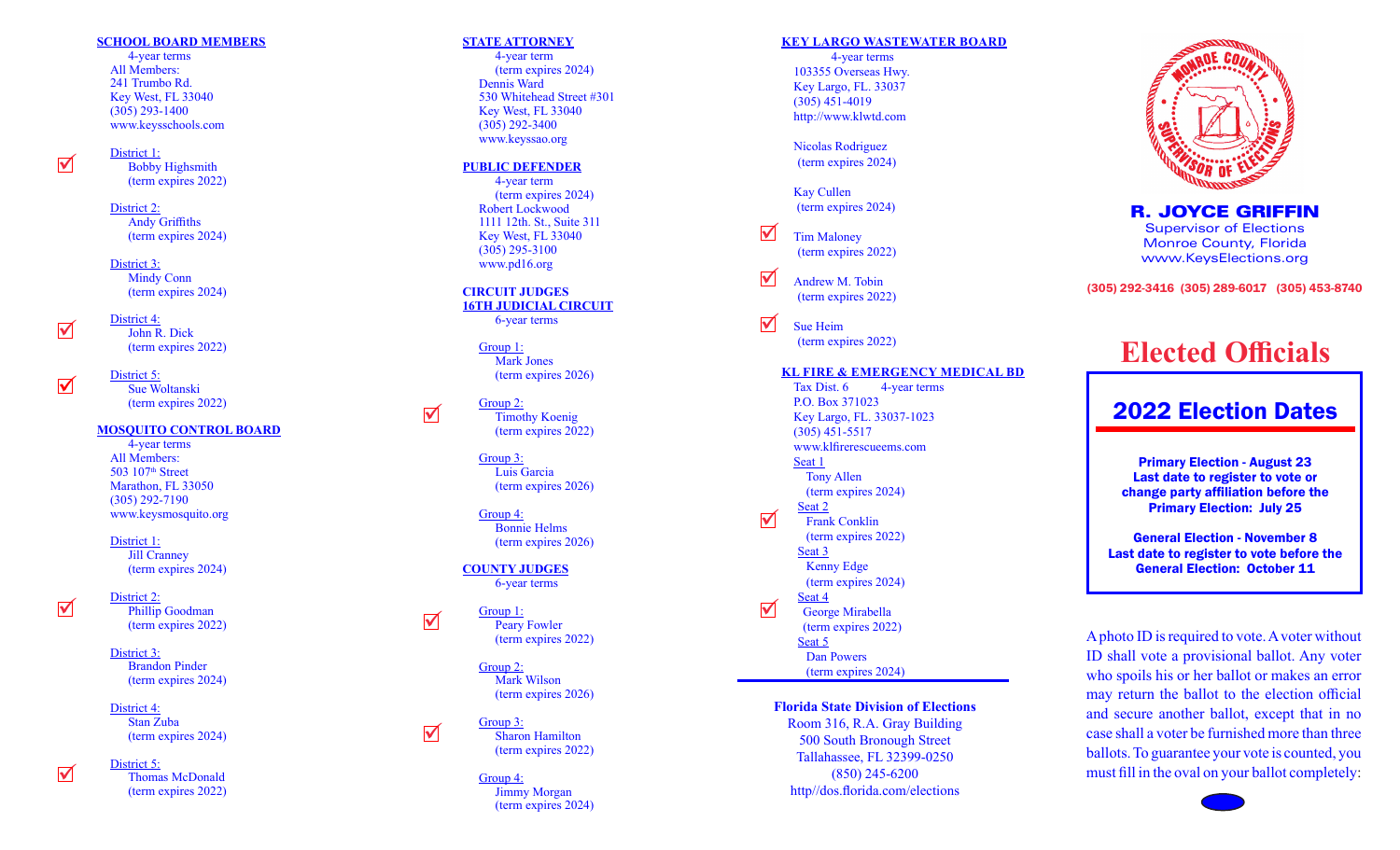## SCHOOL BOARD MEMBERS

4-year terms
All Members:
241 Trumbo Rd.
Key West, FL 33040
(305) 293-1400
www.keysschools.com

- ☑ District 1: Bobby Highsmith (term expires 2022)
- District 2: Andy Griffiths (term expires 2024)
- District 3: Mindy Conn (term expires 2024)
- ☑ District 4: John R. Dick (term expires 2022)
- ☑ District 5: Sue Woltanski (term expires 2022)

## MOSQUITO CONTROL BOARD

4-year terms
All Members:
503 107th Street
Marathon, FL 33050
(305) 292-7190
www.keysmosquito.org

- District 1: Jill Cranney (term expires 2024)
- ☑ District 2: Phillip Goodman (term expires 2022)
- District 3: Brandon Pinder (term expires 2024)
- District 4: Stan Zuba (term expires 2024)
- ☑ District 5: Thomas McDonald (term expires 2022)

## STATE ATTORNEY

4-year term
(term expires 2024)
Dennis Ward
530 Whitehead Street #301
Key West, FL 33040
(305) 292-3400
www.keyssao.org

## PUBLIC DEFENDER

4-year term
(term expires 2024)
Robert Lockwood
1111 12th. St., Suite 311
Key West, FL 33040
(305) 295-3100
www.pd16.org

## CIRCUIT JUDGES 16TH JUDICIAL CIRCUIT

6-year terms

- Group 1: Mark Jones (term expires 2026)
- ☑ Group 2: Timothy Koenig (term expires 2022)
- Group 3: Luis Garcia (term expires 2026)
- Group 4: Bonnie Helms (term expires 2026)

## COUNTY JUDGES

6-year terms

- ☑ Group 1: Peary Fowler (term expires 2022)
- Group 2: Mark Wilson (term expires 2026)
- ☑ Group 3: Sharon Hamilton (term expires 2022)
- Group 4: Jimmy Morgan (term expires 2024)

## KEY LARGO WASTEWATER BOARD

4-year terms
103355 Overseas Hwy.
Key Largo, FL. 33037
(305) 451-4019
http://www.klwtd.com

- Nicolas Rodriguez (term expires 2024)
- Kay Cullen (term expires 2024)
- ☑ Tim Maloney (term expires 2022)
- ☑ Andrew M. Tobin (term expires 2022)
- ☑ Sue Heim (term expires 2022)

## KL FIRE & EMERGENCY MEDICAL BD

Tax Dist. 6 4-year terms
P.O. Box 371023
Key Largo, FL. 33037-1023
(305) 451-5517
www.klfirerescueems.com

- Seat 1: Tony Allen (term expires 2024)
- ☑ Seat 2: Frank Conklin (term expires 2022)
- Seat 3: Kenny Edge (term expires 2024)
- ☑ Seat 4: George Mirabella (term expires 2022)
- Seat 5: Dan Powers (term expires 2024)

**Florida State Division of Elections**
Room 316, R.A. Gray Building
500 South Bronough Street
Tallahassee, FL 32399-0250
(850) 245-6200
http//dos.florida.com/elections

**R. JOYCE GRIFFIN**
Supervisor of Elections
Monroe County, Florida
www.KeysElections.org

(305) 292-3416 (305) 289-6017 (305) 453-8740

# Elected Officials

## 2022 Election Dates

**Primary Election - August 23**
**Last date to register to vote or change party affiliation before the Primary Election: July 25**

**General Election - November 8**
**Last date to register to vote before the General Election: October 11**

A photo ID is required to vote. A voter without ID shall vote a provisional ballot. Any voter who spoils his or her ballot or makes an error may return the ballot to the election official and secure another ballot, except that in no case shall a voter be furnished more than three ballots. To guarantee your vote is counted, you must fill in the oval on your ballot completely: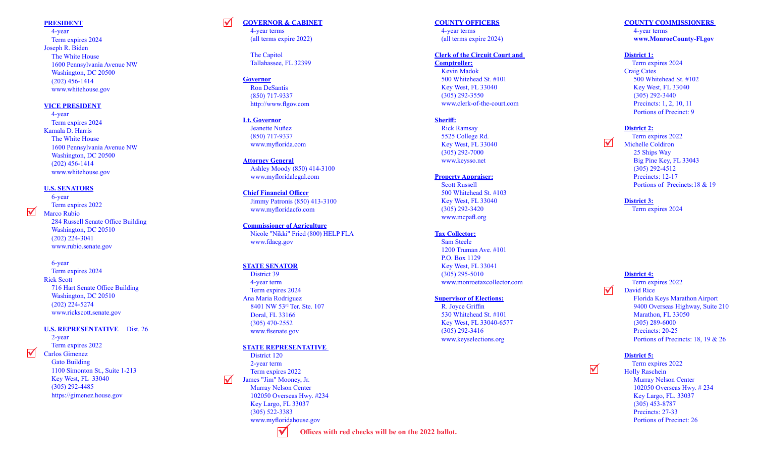**PRESIDENT**

4-year
Term expires 2024
Joseph R. Biden
The White House
1600 Pennsylvania Avenue NW
Washington, DC 20500
(202) 456-1414
www.whitehouse.gov

**VICE PRESIDENT**

4-year
Term expires 2024
Kamala D. Harris
The White House
1600 Pennsylvania Avenue NW
Washington, DC 20500
(202) 456-1414
www.whitehouse.gov

**U.S. SENATORS**

6-year
Term expires 2022
☑ Marco Rubio
284 Russell Senate Office Building
Washington, DC 20510
(202) 224-3041
www.rubio.senate.gov

6-year
Term expires 2024
Rick Scott
716 Hart Senate Office Building
Washington, DC 20510
(202) 224-5274
www.rickscott.senate.gov

**U.S. REPRESENTATIVE** Dist. 26

2-year
Term expires 2022
☑ Carlos Gimenez
Gato Building
1100 Simonton St., Suite 1-213
Key West, FL 33040
(305) 292-4485
https://gimenez.house.gov

☑ **GOVERNOR & CABINET**

4-year terms
(all terms expire 2022)

The Capitol
Tallahassee, FL 32399

**Governor**

Ron DeSantis
(850) 717-9337
http://www.flgov.com

**Lt. Governor**

Jeanette Nuñez
(850) 717-9337
www.myflorida.com

**Attorney General**

Ashley Moody (850) 414-3100
www.myfloridalegal.com

**Chief Financial Officer**

Jimmy Patronis (850) 413-3100
www.myfloridacfo.com

**Commissioner of Agriculture**

Nicole "Nikki" Fried (800) HELP FLA
www.fdacg.gov

**STATE SENATOR**

District 39
4-year term
Term expires 2024
Ana Maria Rodriguez
8401 NW 53rd Ter. Ste. 107
Doral, FL 33166
(305) 470-2552
www.flsenate.gov

**STATE REPRESENTATIVE**

District 120
2-year term
Term expires 2022
☑ James "Jim" Mooney, Jr.
Murray Nelson Center
102050 Overseas Hwy. #234
Key Largo, FL 33037
(305) 522-3383
www.myfloridahouse.gov

**COUNTY OFFICERS**

4-year terms
(all terms expire 2024)

**Clerk of the Circuit Court and Comptroller:**

Kevin Madok
500 Whitehead St. #101
Key West, FL 33040
(305) 292-3550
www.clerk-of-the-court.com

**Sheriff:**

Rick Ramsay
5525 College Rd.
Key West, FL 33040
(305) 292-7000
www.keysso.net

**Property Appraiser:**

Scott Russell
500 Whitehead St. #103
Key West, FL 33040
(305) 292-3420
www.mcpafl.org

**Tax Collector:**

Sam Steele
1200 Truman Ave. #101
P.O. Box 1129
Key West, FL 33041
(305) 295-5010
www.monroetaxcollector.com

**Supervisor of Elections:**

R. Joyce Griffin
530 Whitehead St. #101
Key West, FL 33040-6577
(305) 292-3416
www.keyselections.org

**COUNTY COMMISSIONERS**

4-year terms
**www.MonroeCounty-Fl.gov**

**District 1:**

Term expires 2024
Craig Cates
500 Whitehead St. #102
Key West, FL 33040
(305) 292-3440
Precincts: 1, 2, 10, 11
Portions of Precinct: 9

**District 2:**

Term expires 2022
☑ Michelle Coldiron
25 Ships Way
Big Pine Key, FL 33043
(305) 292-4512
Precincts: 12-17
Portions of Precincts:18 & 19

**District 3:**

Term expires 2024

**District 4:**

Term expires 2022
☑ David Rice
Florida Keys Marathon Airport
9400 Overseas Highway, Suite 210
Marathon, FL 33050
(305) 289-6000
Precincts: 20-25
Portions of Precincts: 18, 19 & 26

**District 5:**

Term expires 2022
☑ Holly Raschein
Murray Nelson Center
102050 Overseas Hwy. # 234
Key Largo, FL. 33037
(305) 453-8787
Precincts: 27-33
Portions of Precinct: 26

☑ **Offices with red checks will be on the 2022 ballot.**